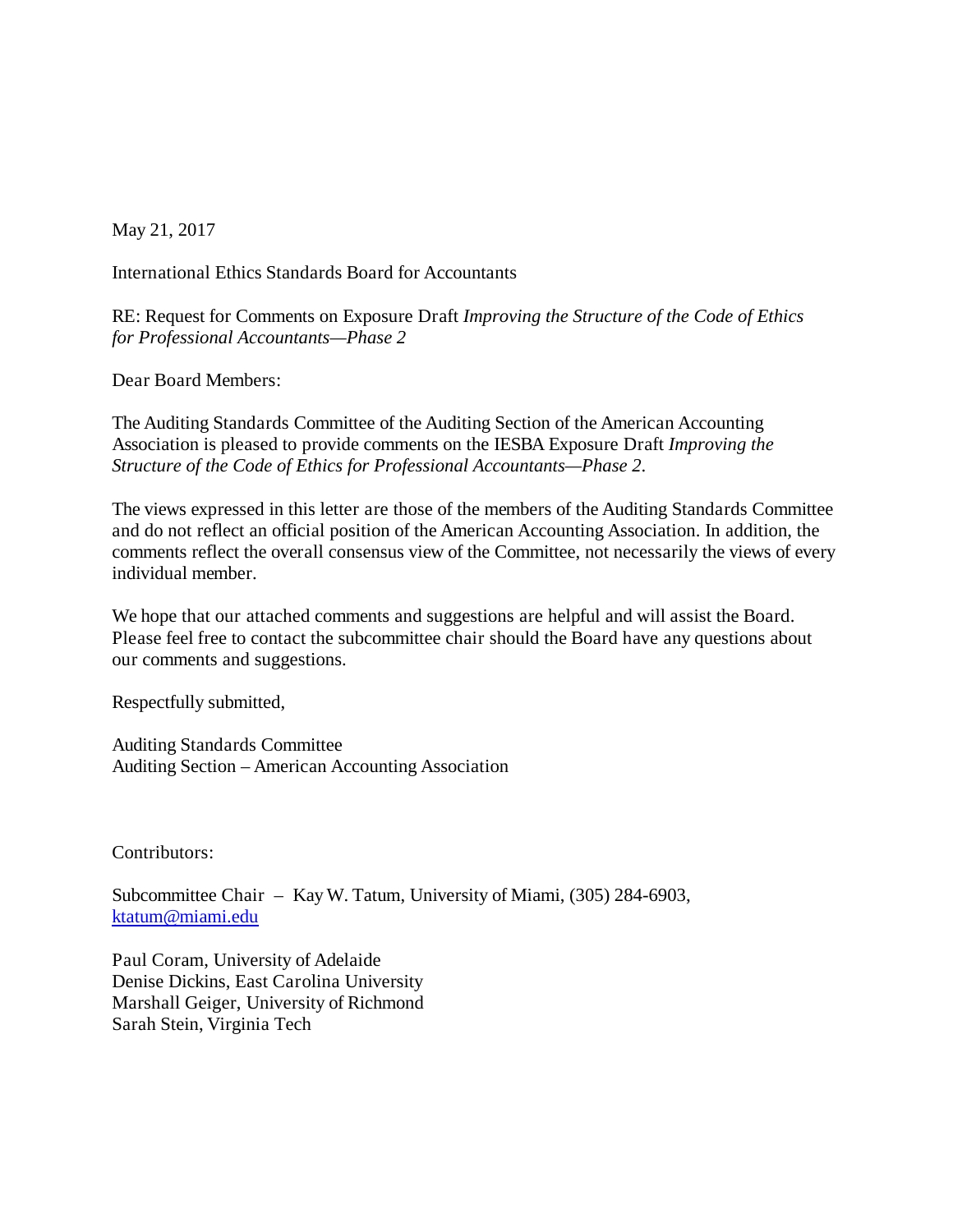May 21, 2017

International Ethics Standards Board for Accountants

RE: Request for Comments on Exposure Draft *Improving the Structure of the Code of Ethics for Professional Accountants—Phase 2*

Dear Board Members:

The Auditing Standards Committee of the Auditing Section of the American Accounting Association is pleased to provide comments on the IESBA Exposure Draft *Improving the Structure of the Code of Ethics for Professional Accountants—Phase 2*.

The views expressed in this letter are those of the members of the Auditing Standards Committee and do not reflect an official position of the American Accounting Association. In addition, the comments reflect the overall consensus view of the Committee, not necessarily the views of every individual member.

We hope that our attached comments and suggestions are helpful and will assist the Board. Please feel free to contact the subcommittee chair should the Board have any questions about our comments and suggestions.

Respectfully submitted,

Auditing Standards Committee
Auditing Section – American Accounting Association

Contributors:

Subcommittee Chair – Kay W. Tatum, University of Miami, (305) 284-6903, ktatum@miami.edu

Paul Coram, University of Adelaide
Denise Dickins, East Carolina University
Marshall Geiger, University of Richmond
Sarah Stein, Virginia Tech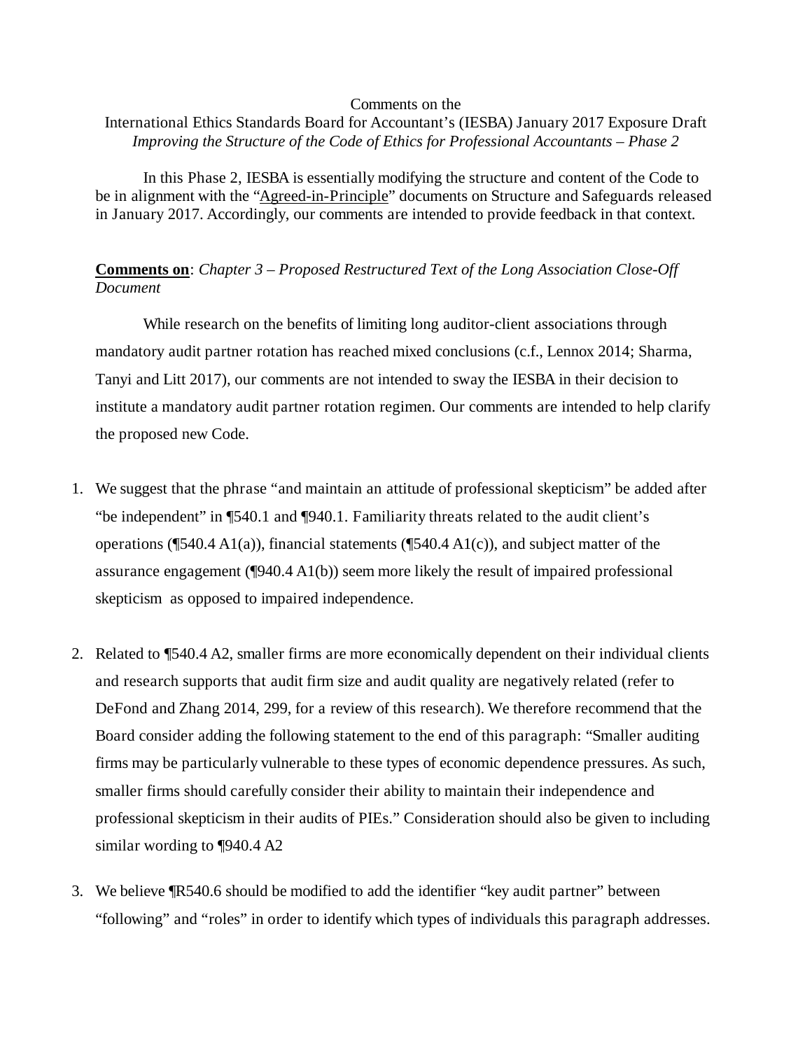Comments on the
International Ethics Standards Board for Accountant's (IESBA) January 2017 Exposure Draft
*Improving the Structure of the Code of Ethics for Professional Accountants – Phase 2*

In this Phase 2, IESBA is essentially modifying the structure and content of the Code to be in alignment with the "Agreed-in-Principle" documents on Structure and Safeguards released in January 2017. Accordingly, our comments are intended to provide feedback in that context.

**Comments on**: *Chapter 3 – Proposed Restructured Text of the Long Association Close-Off Document*

While research on the benefits of limiting long auditor-client associations through mandatory audit partner rotation has reached mixed conclusions (c.f., Lennox 2014; Sharma, Tanyi and Litt 2017), our comments are not intended to sway the IESBA in their decision to institute a mandatory audit partner rotation regimen. Our comments are intended to help clarify the proposed new Code.

1. We suggest that the phrase "and maintain an attitude of professional skepticism" be added after "be independent" in ¶540.1 and ¶940.1. Familiarity threats related to the audit client's operations (¶540.4 A1(a)), financial statements (¶540.4 A1(c)), and subject matter of the assurance engagement (¶940.4 A1(b)) seem more likely the result of impaired professional skepticism as opposed to impaired independence.

2. Related to ¶540.4 A2, smaller firms are more economically dependent on their individual clients and research supports that audit firm size and audit quality are negatively related (refer to DeFond and Zhang 2014, 299, for a review of this research). We therefore recommend that the Board consider adding the following statement to the end of this paragraph: "Smaller auditing firms may be particularly vulnerable to these types of economic dependence pressures. As such, smaller firms should carefully consider their ability to maintain their independence and professional skepticism in their audits of PIEs." Consideration should also be given to including similar wording to ¶940.4 A2

3. We believe ¶R540.6 should be modified to add the identifier "key audit partner" between "following" and "roles" in order to identify which types of individuals this paragraph addresses.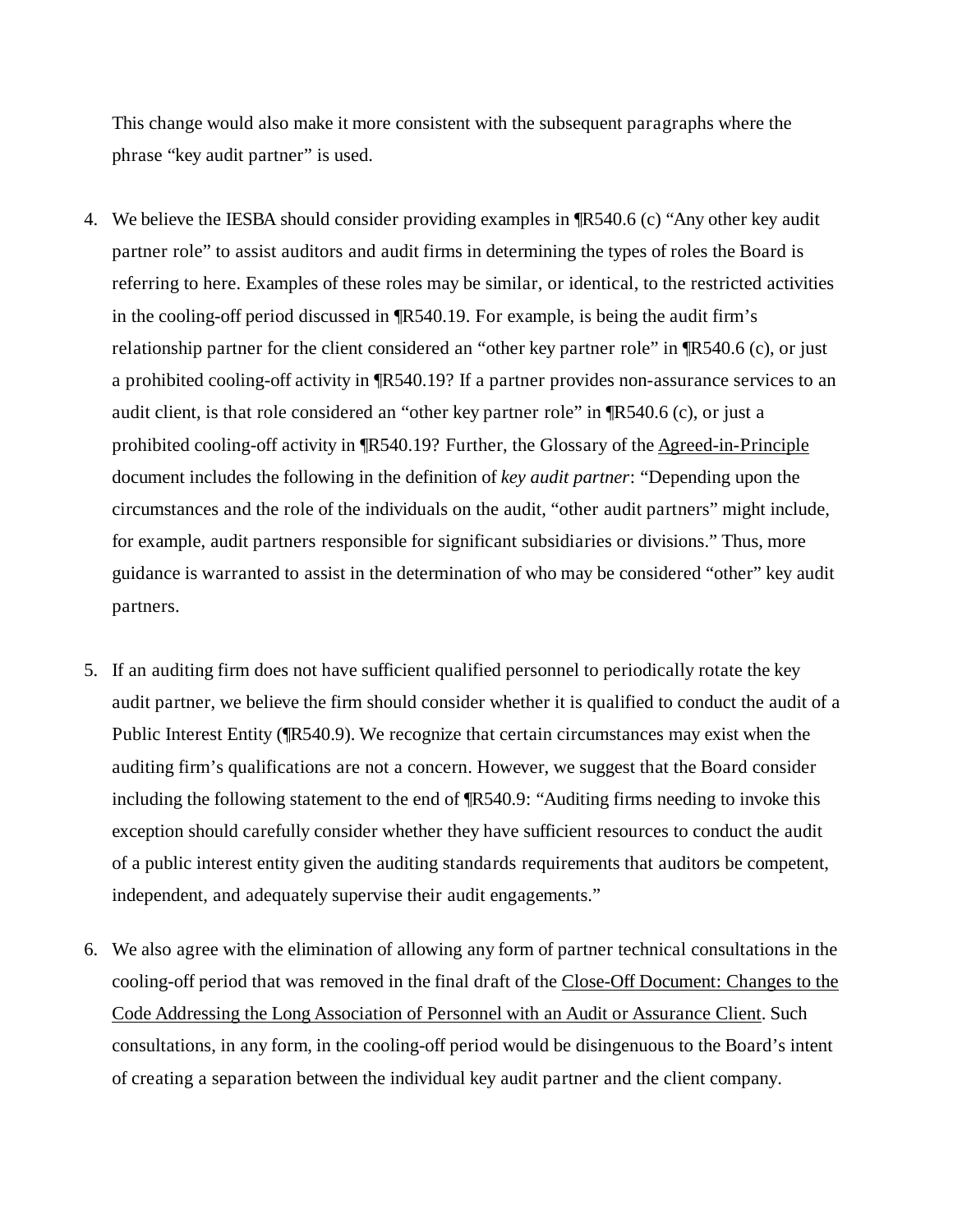This change would also make it more consistent with the subsequent paragraphs where the phrase "key audit partner" is used.

4. We believe the IESBA should consider providing examples in ¶R540.6 (c) "Any other key audit partner role" to assist auditors and audit firms in determining the types of roles the Board is referring to here. Examples of these roles may be similar, or identical, to the restricted activities in the cooling-off period discussed in ¶R540.19. For example, is being the audit firm's relationship partner for the client considered an "other key partner role" in ¶R540.6 (c), or just a prohibited cooling-off activity in ¶R540.19? If a partner provides non-assurance services to an audit client, is that role considered an "other key partner role" in ¶R540.6 (c), or just a prohibited cooling-off activity in ¶R540.19? Further, the Glossary of the Agreed-in-Principle document includes the following in the definition of *key audit partner*: "Depending upon the circumstances and the role of the individuals on the audit, "other audit partners" might include, for example, audit partners responsible for significant subsidiaries or divisions." Thus, more guidance is warranted to assist in the determination of who may be considered "other" key audit partners.

5. If an auditing firm does not have sufficient qualified personnel to periodically rotate the key audit partner, we believe the firm should consider whether it is qualified to conduct the audit of a Public Interest Entity (¶R540.9). We recognize that certain circumstances may exist when the auditing firm's qualifications are not a concern. However, we suggest that the Board consider including the following statement to the end of ¶R540.9: "Auditing firms needing to invoke this exception should carefully consider whether they have sufficient resources to conduct the audit of a public interest entity given the auditing standards requirements that auditors be competent, independent, and adequately supervise their audit engagements."

6. We also agree with the elimination of allowing any form of partner technical consultations in the cooling-off period that was removed in the final draft of the Close-Off Document: Changes to the Code Addressing the Long Association of Personnel with an Audit or Assurance Client. Such consultations, in any form, in the cooling-off period would be disingenuous to the Board's intent of creating a separation between the individual key audit partner and the client company.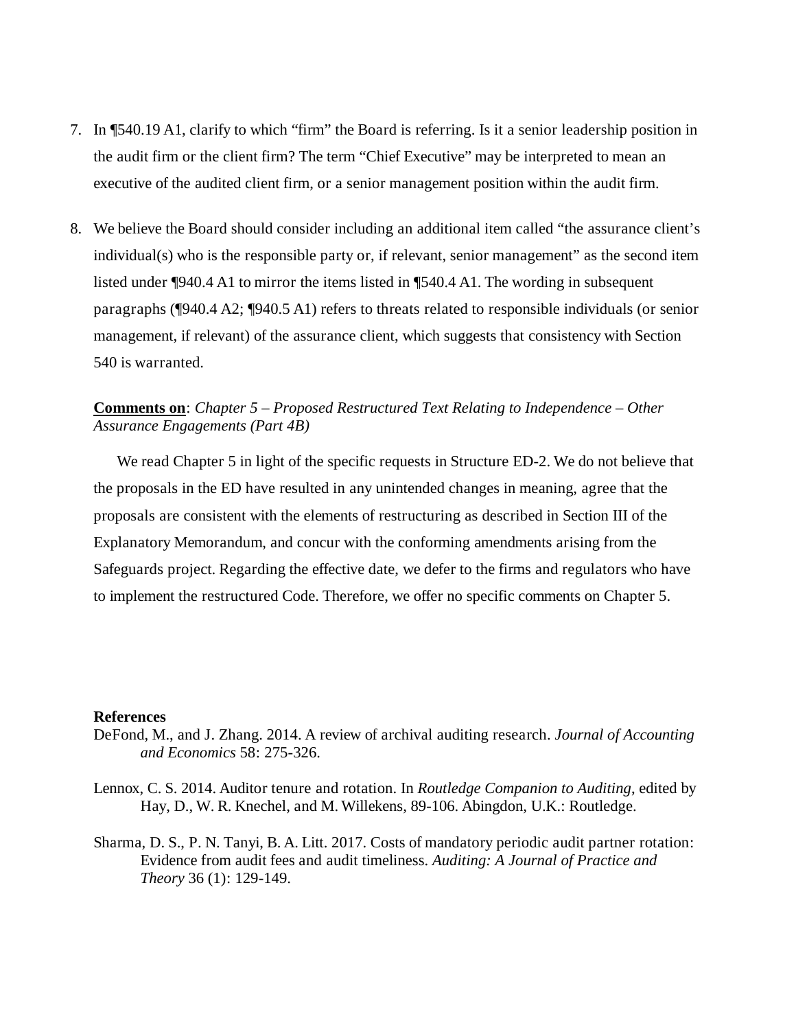7. In ¶540.19 A1, clarify to which "firm" the Board is referring. Is it a senior leadership position in the audit firm or the client firm? The term "Chief Executive" may be interpreted to mean an executive of the audited client firm, or a senior management position within the audit firm.

8. We believe the Board should consider including an additional item called "the assurance client's individual(s) who is the responsible party or, if relevant, senior management" as the second item listed under ¶940.4 A1 to mirror the items listed in ¶540.4 A1. The wording in subsequent paragraphs (¶940.4 A2; ¶940.5 A1) refers to threats related to responsible individuals (or senior management, if relevant) of the assurance client, which suggests that consistency with Section 540 is warranted.

**Comments on**: *Chapter 5 – Proposed Restructured Text Relating to Independence – Other Assurance Engagements (Part 4B)*

We read Chapter 5 in light of the specific requests in Structure ED-2. We do not believe that the proposals in the ED have resulted in any unintended changes in meaning, agree that the proposals are consistent with the elements of restructuring as described in Section III of the Explanatory Memorandum, and concur with the conforming amendments arising from the Safeguards project. Regarding the effective date, we defer to the firms and regulators who have to implement the restructured Code. Therefore, we offer no specific comments on Chapter 5.

**References**

DeFond, M., and J. Zhang. 2014. A review of archival auditing research. *Journal of Accounting and Economics* 58: 275-326.

Lennox, C. S. 2014. Auditor tenure and rotation. In *Routledge Companion to Auditing*, edited by Hay, D., W. R. Knechel, and M. Willekens, 89-106. Abingdon, U.K.: Routledge.

Sharma, D. S., P. N. Tanyi, B. A. Litt. 2017. Costs of mandatory periodic audit partner rotation: Evidence from audit fees and audit timeliness. *Auditing: A Journal of Practice and Theory* 36 (1): 129-149.